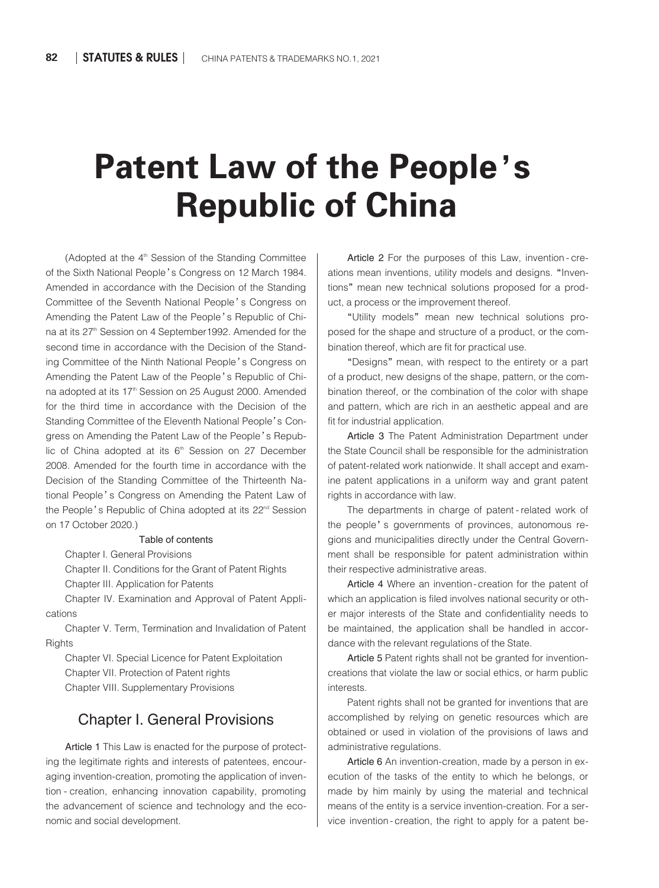# Patent Law of the People's Republic of China

(Adopted at the 4th Session of the Standing Committee of the Sixth National People's Congress on 12 March 1984. Amended in accordance with the Decision of the Standing Committee of the Seventh National People's Congress on Amending the Patent Law of the People's Republic of China at its 27th Session on 4 September1992. Amended for the second time in accordance with the Decision of the Standing Committee of the Ninth National People's Congress on Amending the Patent Law of the People's Republic of China adopted at its 17th Session on 25 August 2000. Amended for the third time in accordance with the Decision of the Standing Committee of the Eleventh National People's Congress on Amending the Patent Law of the People's Republic of China adopted at its 6th Session on 27 December 2008. Amended for the fourth time in accordance with the Decision of the Standing Committee of the Thirteenth National People's Congress on Amending the Patent Law of the People's Republic of China adopted at its 22nd Session on 17 October 2020.)

Table of contents

Chapter I. General Provisions

Chapter II. Conditions for the Grant of Patent Rights

Chapter III. Application for Patents

Chapter IV. Examination and Approval of Patent Applications

Chapter V. Term, Termination and Invalidation of Patent Rights

Chapter VI. Special Licence for Patent Exploitation

Chapter VII. Protection of Patent rights

Chapter VIII. Supplementary Provisions

## Chapter I. General Provisions

Article 1 This Law is enacted for the purpose of protecting the legitimate rights and interests of patentees, encouraging invention-creation, promoting the application of invention - creation, enhancing innovation capability, promoting the advancement of science and technology and the economic and social development.

Article 2 For the purposes of this Law, invention - creations mean inventions, utility models and designs. "Inventions" mean new technical solutions proposed for a product, a process or the improvement thereof.

"Utility models" mean new technical solutions proposed for the shape and structure of a product, or the combination thereof, which are fit for practical use.

"Designs" mean, with respect to the entirety or a part of a product, new designs of the shape, pattern, or the combination thereof, or the combination of the color with shape and pattern, which are rich in an aesthetic appeal and are fit for industrial application.

Article 3 The Patent Administration Department under the State Council shall be responsible for the administration of patent-related work nationwide. It shall accept and examine patent applications in a uniform way and grant patent rights in accordance with law.

The departments in charge of patent - related work of the people's governments of provinces, autonomous regions and municipalities directly under the Central Government shall be responsible for patent administration within their respective administrative areas.

Article 4 Where an invention - creation for the patent of which an application is filed involves national security or other major interests of the State and confidentiality needs to be maintained, the application shall be handled in accordance with the relevant regulations of the State.

Article 5 Patent rights shall not be granted for invention-creations that violate the law or social ethics, or harm public interests.

Patent rights shall not be granted for inventions that are accomplished by relying on genetic resources which are obtained or used in violation of the provisions of laws and administrative regulations.

Article 6 An invention-creation, made by a person in execution of the tasks of the entity to which he belongs, or made by him mainly by using the material and technical means of the entity is a service invention-creation. For a service invention - creation, the right to apply for a patent be-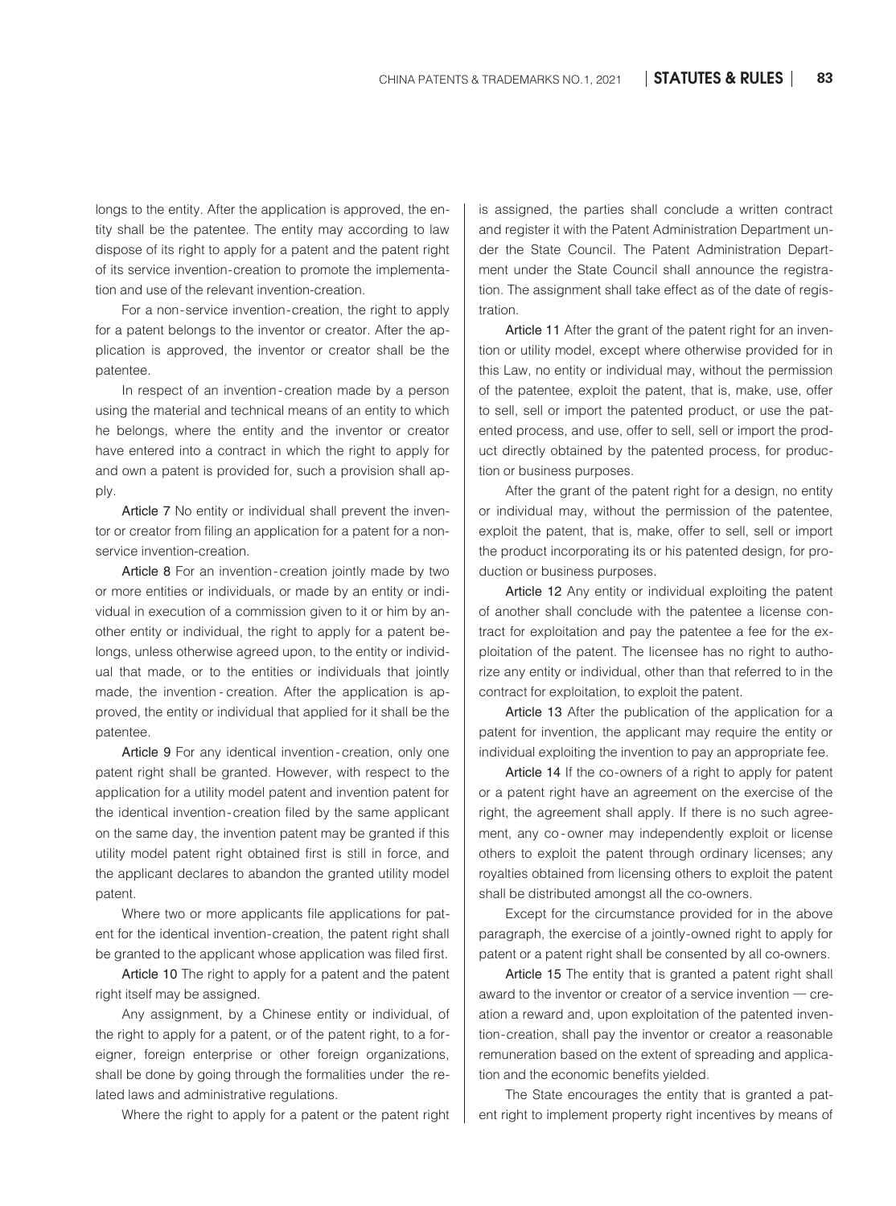longs to the entity. After the application is approved, the entity shall be the patentee. The entity may according to law dispose of its right to apply for a patent and the patent right of its service invention-creation to promote the implementation and use of the relevant invention-creation.

For a non-service invention-creation, the right to apply for a patent belongs to the inventor or creator. After the application is approved, the inventor or creator shall be the patentee.

In respect of an invention-creation made by a person using the material and technical means of an entity to which he belongs, where the entity and the inventor or creator have entered into a contract in which the right to apply for and own a patent is provided for, such a provision shall apply.

**Article 7** No entity or individual shall prevent the inventor or creator from filing an application for a patent for a non-service invention-creation.

**Article 8** For an invention-creation jointly made by two or more entities or individuals, or made by an entity or individual in execution of a commission given to it or him by another entity or individual, the right to apply for a patent belongs, unless otherwise agreed upon, to the entity or individual that made, or to the entities or individuals that jointly made, the invention-creation. After the application is approved, the entity or individual that applied for it shall be the patentee.

**Article 9** For any identical invention-creation, only one patent right shall be granted. However, with respect to the application for a utility model patent and invention patent for the identical invention-creation filed by the same applicant on the same day, the invention patent may be granted if this utility model patent right obtained first is still in force, and the applicant declares to abandon the granted utility model patent.

Where two or more applicants file applications for patent for the identical invention-creation, the patent right shall be granted to the applicant whose application was filed first.

**Article 10** The right to apply for a patent and the patent right itself may be assigned.

Any assignment, by a Chinese entity or individual, of the right to apply for a patent, or of the patent right, to a foreigner, foreign enterprise or other foreign organizations, shall be done by going through the formalities under the related laws and administrative regulations.

Where the right to apply for a patent or the patent right is assigned, the parties shall conclude a written contract and register it with the Patent Administration Department under the State Council. The Patent Administration Department under the State Council shall announce the registration. The assignment shall take effect as of the date of registration.

**Article 11** After the grant of the patent right for an invention or utility model, except where otherwise provided for in this Law, no entity or individual may, without the permission of the patentee, exploit the patent, that is, make, use, offer to sell, sell or import the patented product, or use the patented process, and use, offer to sell, sell or import the product directly obtained by the patented process, for production or business purposes.

After the grant of the patent right for a design, no entity or individual may, without the permission of the patentee, exploit the patent, that is, make, offer to sell, sell or import the product incorporating its or his patented design, for production or business purposes.

**Article 12** Any entity or individual exploiting the patent of another shall conclude with the patentee a license contract for exploitation and pay the patentee a fee for the exploitation of the patent. The licensee has no right to authorize any entity or individual, other than that referred to in the contract for exploitation, to exploit the patent.

**Article 13** After the publication of the application for a patent for invention, the applicant may require the entity or individual exploiting the invention to pay an appropriate fee.

**Article 14** If the co-owners of a right to apply for patent or a patent right have an agreement on the exercise of the right, the agreement shall apply. If there is no such agreement, any co-owner may independently exploit or license others to exploit the patent through ordinary licenses; any royalties obtained from licensing others to exploit the patent shall be distributed amongst all the co-owners.

Except for the circumstance provided for in the above paragraph, the exercise of a jointly-owned right to apply for patent or a patent right shall be consented by all co-owners.

**Article 15** The entity that is granted a patent right shall award to the inventor or creator of a service invention — creation a reward and, upon exploitation of the patented invention-creation, shall pay the inventor or creator a reasonable remuneration based on the extent of spreading and application and the economic benefits yielded.

The State encourages the entity that is granted a patent right to implement property right incentives by means of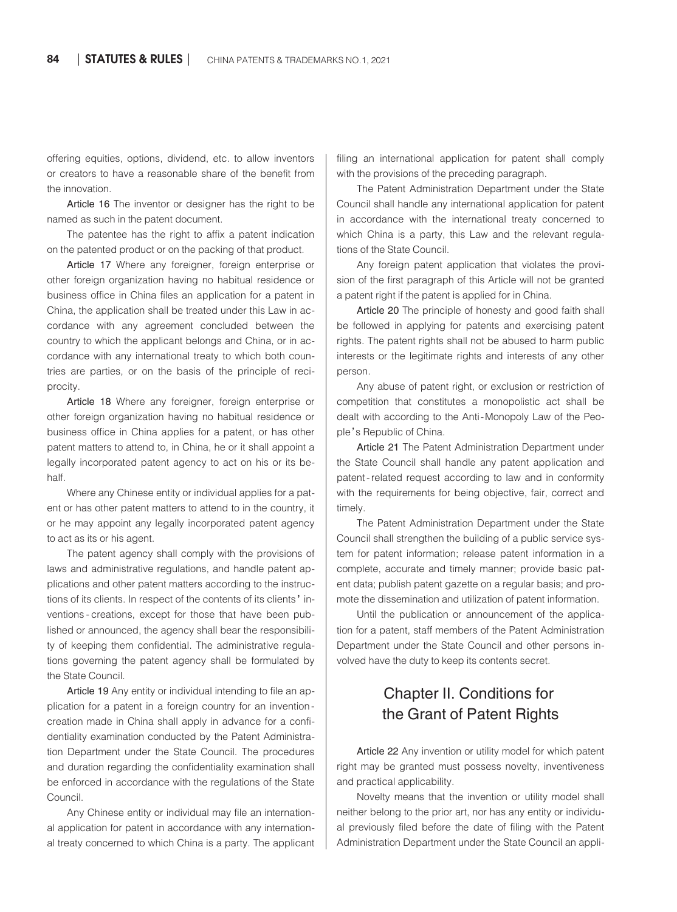offering equities, options, dividend, etc. to allow inventors or creators to have a reasonable share of the benefit from the innovation.

Article 16 The inventor or designer has the right to be named as such in the patent document.

The patentee has the right to affix a patent indication on the patented product or on the packing of that product.

Article 17 Where any foreigner, foreign enterprise or other foreign organization having no habitual residence or business office in China files an application for a patent in China, the application shall be treated under this Law in accordance with any agreement concluded between the country to which the applicant belongs and China, or in accordance with any international treaty to which both countries are parties, or on the basis of the principle of reciprocity.

Article 18 Where any foreigner, foreign enterprise or other foreign organization having no habitual residence or business office in China applies for a patent, or has other patent matters to attend to, in China, he or it shall appoint a legally incorporated patent agency to act on his or its behalf.

Where any Chinese entity or individual applies for a patent or has other patent matters to attend to in the country, it or he may appoint any legally incorporated patent agency to act as its or his agent.

The patent agency shall comply with the provisions of laws and administrative regulations, and handle patent applications and other patent matters according to the instructions of its clients. In respect of the contents of its clients' inventions-creations, except for those that have been published or announced, the agency shall bear the responsibility of keeping them confidential. The administrative regulations governing the patent agency shall be formulated by the State Council.

Article 19 Any entity or individual intending to file an application for a patent in a foreign country for an invention-creation made in China shall apply in advance for a confidentiality examination conducted by the Patent Administration Department under the State Council. The procedures and duration regarding the confidentiality examination shall be enforced in accordance with the regulations of the State Council.

Any Chinese entity or individual may file an international application for patent in accordance with any international treaty concerned to which China is a party. The applicant filing an international application for patent shall comply with the provisions of the preceding paragraph.

The Patent Administration Department under the State Council shall handle any international application for patent in accordance with the international treaty concerned to which China is a party, this Law and the relevant regulations of the State Council.

Any foreign patent application that violates the provision of the first paragraph of this Article will not be granted a patent right if the patent is applied for in China.

Article 20 The principle of honesty and good faith shall be followed in applying for patents and exercising patent rights. The patent rights shall not be abused to harm public interests or the legitimate rights and interests of any other person.

Any abuse of patent right, or exclusion or restriction of competition that constitutes a monopolistic act shall be dealt with according to the Anti-Monopoly Law of the People's Republic of China.

Article 21 The Patent Administration Department under the State Council shall handle any patent application and patent-related request according to law and in conformity with the requirements for being objective, fair, correct and timely.

The Patent Administration Department under the State Council shall strengthen the building of a public service system for patent information; release patent information in a complete, accurate and timely manner; provide basic patent data; publish patent gazette on a regular basis; and promote the dissemination and utilization of patent information.

Until the publication or announcement of the application for a patent, staff members of the Patent Administration Department under the State Council and other persons involved have the duty to keep its contents secret.

## Chapter II. Conditions for the Grant of Patent Rights

Article 22 Any invention or utility model for which patent right may be granted must possess novelty, inventiveness and practical applicability.

Novelty means that the invention or utility model shall neither belong to the prior art, nor has any entity or individual previously filed before the date of filing with the Patent Administration Department under the State Council an appli-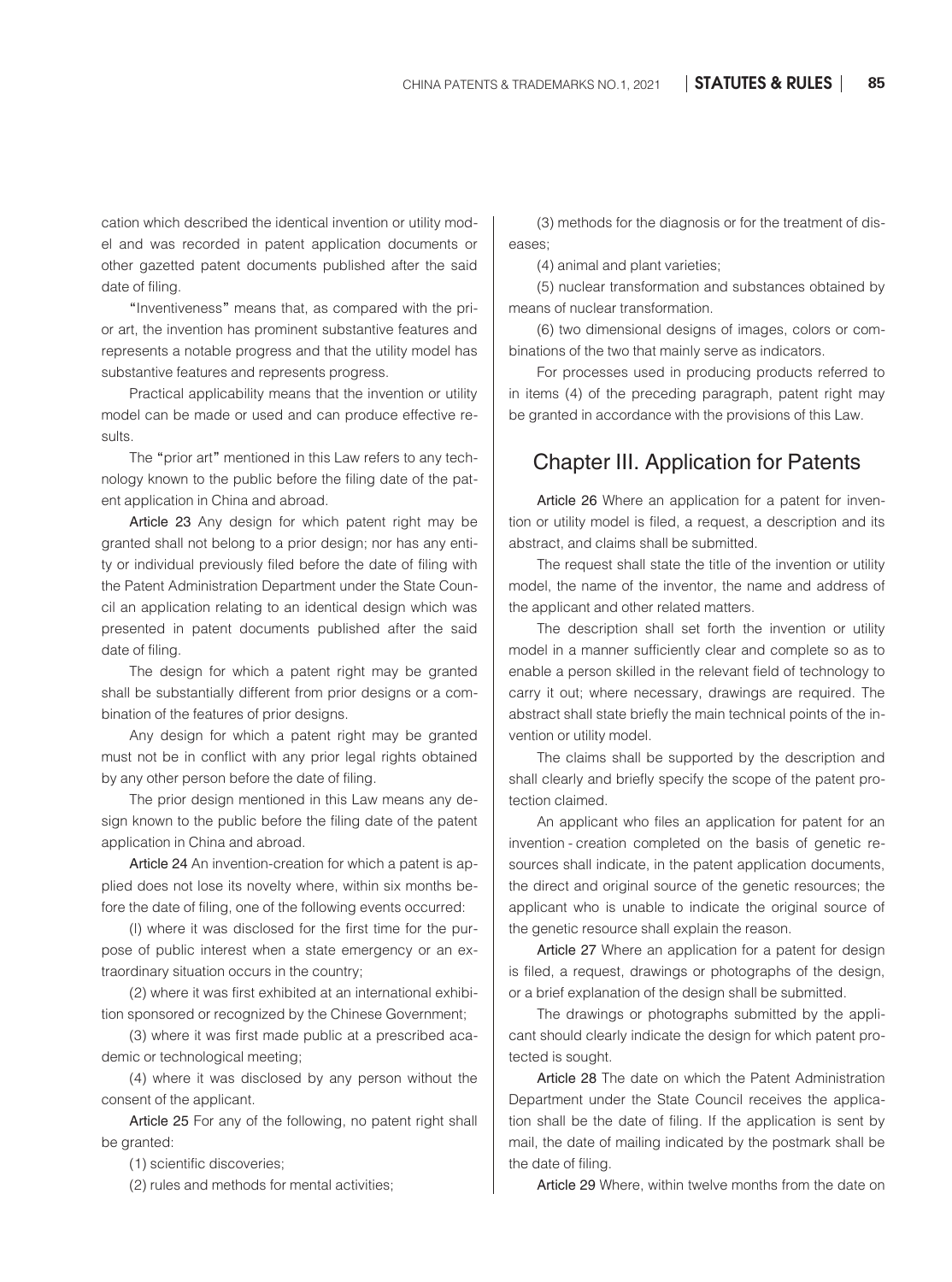cation which described the identical invention or utility model and was recorded in patent application documents or other gazetted patent documents published after the said date of filing.

"Inventiveness" means that, as compared with the prior art, the invention has prominent substantive features and represents a notable progress and that the utility model has substantive features and represents progress.

Practical applicability means that the invention or utility model can be made or used and can produce effective results.

The "prior art" mentioned in this Law refers to any technology known to the public before the filing date of the patent application in China and abroad.

**Article 23** Any design for which patent right may be granted shall not belong to a prior design; nor has any entity or individual previously filed before the date of filing with the Patent Administration Department under the State Council an application relating to an identical design which was presented in patent documents published after the said date of filing.

The design for which a patent right may be granted shall be substantially different from prior designs or a combination of the features of prior designs.

Any design for which a patent right may be granted must not be in conflict with any prior legal rights obtained by any other person before the date of filing.

The prior design mentioned in this Law means any design known to the public before the filing date of the patent application in China and abroad.

**Article 24** An invention-creation for which a patent is applied does not lose its novelty where, within six months before the date of filing, one of the following events occurred:

(l) where it was disclosed for the first time for the purpose of public interest when a state emergency or an extraordinary situation occurs in the country;

(2) where it was first exhibited at an international exhibition sponsored or recognized by the Chinese Government;

(3) where it was first made public at a prescribed academic or technological meeting;

(4) where it was disclosed by any person without the consent of the applicant.

**Article 25** For any of the following, no patent right shall be granted:

(1) scientific discoveries;

(2) rules and methods for mental activities;

(3) methods for the diagnosis or for the treatment of diseases;

(4) animal and plant varieties;

(5) nuclear transformation and substances obtained by means of nuclear transformation.

(6) two dimensional designs of images, colors or combinations of the two that mainly serve as indicators.

For processes used in producing products referred to in items (4) of the preceding paragraph, patent right may be granted in accordance with the provisions of this Law.

## Chapter III. Application for Patents

**Article 26** Where an application for a patent for invention or utility model is filed, a request, a description and its abstract, and claims shall be submitted.

The request shall state the title of the invention or utility model, the name of the inventor, the name and address of the applicant and other related matters.

The description shall set forth the invention or utility model in a manner sufficiently clear and complete so as to enable a person skilled in the relevant field of technology to carry it out; where necessary, drawings are required. The abstract shall state briefly the main technical points of the invention or utility model.

The claims shall be supported by the description and shall clearly and briefly specify the scope of the patent protection claimed.

An applicant who files an application for patent for an invention - creation completed on the basis of genetic resources shall indicate, in the patent application documents, the direct and original source of the genetic resources; the applicant who is unable to indicate the original source of the genetic resource shall explain the reason.

**Article 27** Where an application for a patent for design is filed, a request, drawings or photographs of the design, or a brief explanation of the design shall be submitted.

The drawings or photographs submitted by the applicant should clearly indicate the design for which patent protected is sought.

**Article 28** The date on which the Patent Administration Department under the State Council receives the application shall be the date of filing. If the application is sent by mail, the date of mailing indicated by the postmark shall be the date of filing.

**Article 29** Where, within twelve months from the date on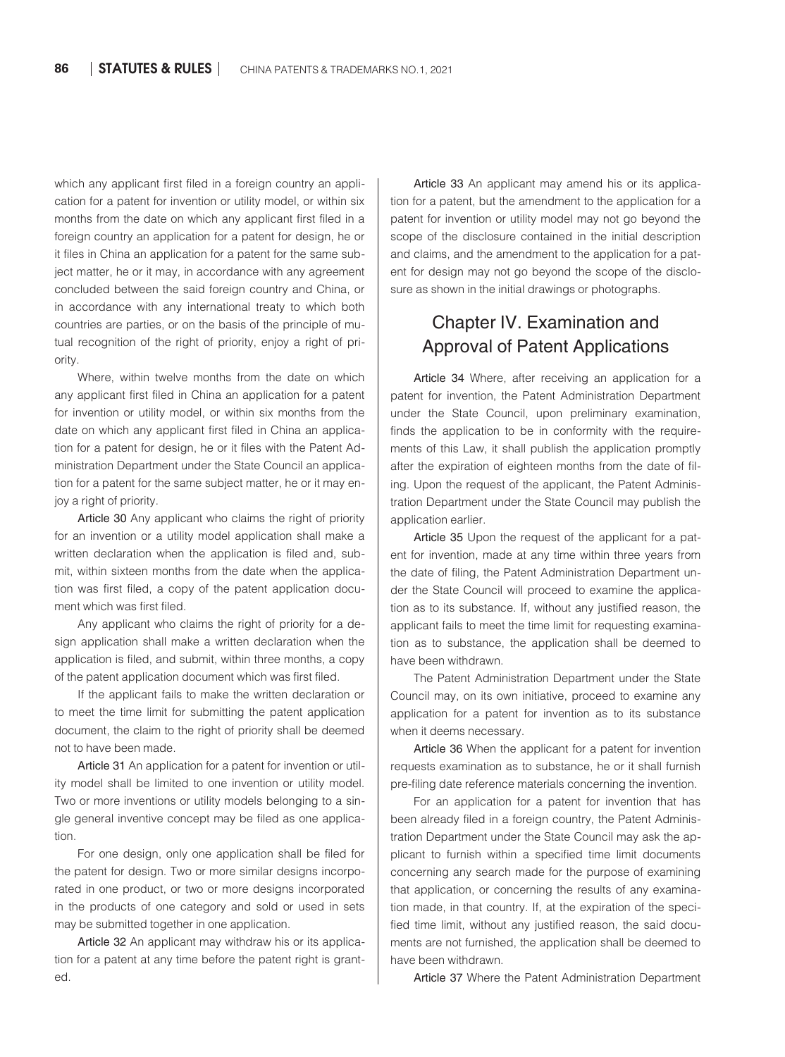which any applicant first filed in a foreign country an application for a patent for invention or utility model, or within six months from the date on which any applicant first filed in a foreign country an application for a patent for design, he or it files in China an application for a patent for the same subject matter, he or it may, in accordance with any agreement concluded between the said foreign country and China, or in accordance with any international treaty to which both countries are parties, or on the basis of the principle of mutual recognition of the right of priority, enjoy a right of priority.

Where, within twelve months from the date on which any applicant first filed in China an application for a patent for invention or utility model, or within six months from the date on which any applicant first filed in China an application for a patent for design, he or it files with the Patent Administration Department under the State Council an application for a patent for the same subject matter, he or it may enjoy a right of priority.

**Article 30** Any applicant who claims the right of priority for an invention or a utility model application shall make a written declaration when the application is filed and, submit, within sixteen months from the date when the application was first filed, a copy of the patent application document which was first filed.

Any applicant who claims the right of priority for a design application shall make a written declaration when the application is filed, and submit, within three months, a copy of the patent application document which was first filed.

If the applicant fails to make the written declaration or to meet the time limit for submitting the patent application document, the claim to the right of priority shall be deemed not to have been made.

**Article 31** An application for a patent for invention or utility model shall be limited to one invention or utility model. Two or more inventions or utility models belonging to a single general inventive concept may be filed as one application.

For one design, only one application shall be filed for the patent for design. Two or more similar designs incorporated in one product, or two or more designs incorporated in the products of one category and sold or used in sets may be submitted together in one application.

**Article 32** An applicant may withdraw his or its application for a patent at any time before the patent right is granted.

**Article 33** An applicant may amend his or its application for a patent, but the amendment to the application for a patent for invention or utility model may not go beyond the scope of the disclosure contained in the initial description and claims, and the amendment to the application for a patent for design may not go beyond the scope of the disclosure as shown in the initial drawings or photographs.

## Chapter IV. Examination and Approval of Patent Applications

**Article 34** Where, after receiving an application for a patent for invention, the Patent Administration Department under the State Council, upon preliminary examination, finds the application to be in conformity with the requirements of this Law, it shall publish the application promptly after the expiration of eighteen months from the date of filing. Upon the request of the applicant, the Patent Administration Department under the State Council may publish the application earlier.

**Article 35** Upon the request of the applicant for a patent for invention, made at any time within three years from the date of filing, the Patent Administration Department under the State Council will proceed to examine the application as to its substance. If, without any justified reason, the applicant fails to meet the time limit for requesting examination as to substance, the application shall be deemed to have been withdrawn.

The Patent Administration Department under the State Council may, on its own initiative, proceed to examine any application for a patent for invention as to its substance when it deems necessary.

**Article 36** When the applicant for a patent for invention requests examination as to substance, he or it shall furnish pre-filing date reference materials concerning the invention.

For an application for a patent for invention that has been already filed in a foreign country, the Patent Administration Department under the State Council may ask the applicant to furnish within a specified time limit documents concerning any search made for the purpose of examining that application, or concerning the results of any examination made, in that country. If, at the expiration of the specified time limit, without any justified reason, the said documents are not furnished, the application shall be deemed to have been withdrawn.

**Article 37** Where the Patent Administration Department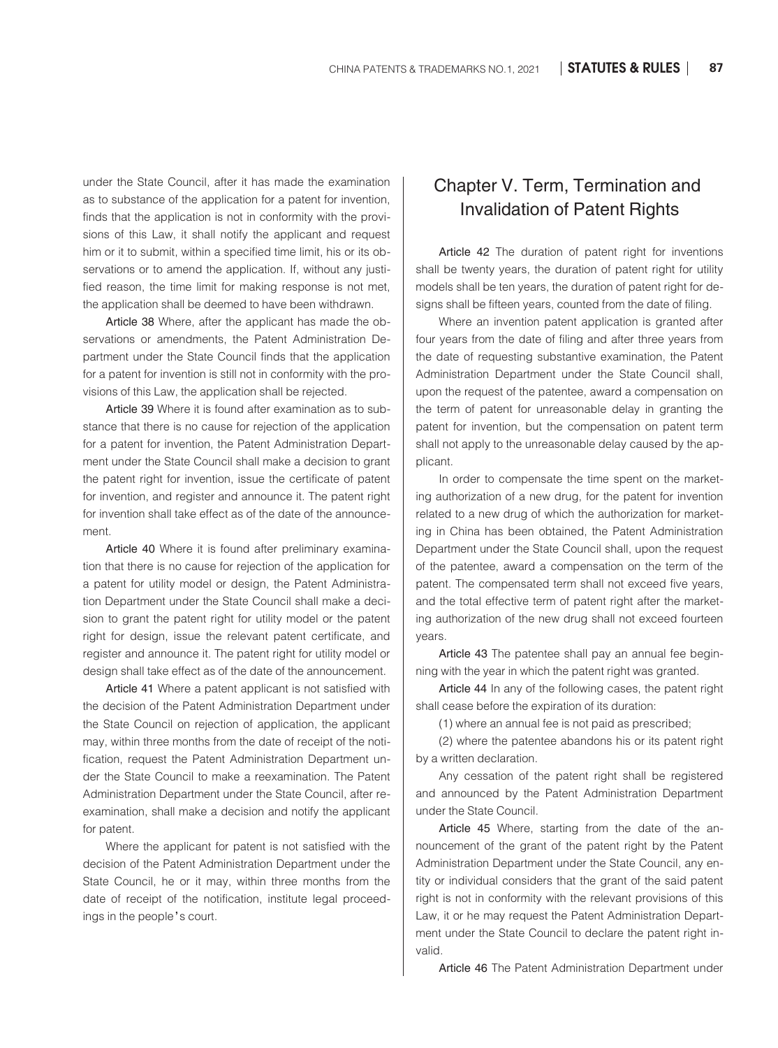under the State Council, after it has made the examination as to substance of the application for a patent for invention, finds that the application is not in conformity with the provisions of this Law, it shall notify the applicant and request him or it to submit, within a specified time limit, his or its observations or to amend the application. If, without any justified reason, the time limit for making response is not met, the application shall be deemed to have been withdrawn.

**Article 38** Where, after the applicant has made the observations or amendments, the Patent Administration Department under the State Council finds that the application for a patent for invention is still not in conformity with the provisions of this Law, the application shall be rejected.

**Article 39** Where it is found after examination as to substance that there is no cause for rejection of the application for a patent for invention, the Patent Administration Department under the State Council shall make a decision to grant the patent right for invention, issue the certificate of patent for invention, and register and announce it. The patent right for invention shall take effect as of the date of the announcement.

**Article 40** Where it is found after preliminary examination that there is no cause for rejection of the application for a patent for utility model or design, the Patent Administration Department under the State Council shall make a decision to grant the patent right for utility model or the patent right for design, issue the relevant patent certificate, and register and announce it. The patent right for utility model or design shall take effect as of the date of the announcement.

**Article 41** Where a patent applicant is not satisfied with the decision of the Patent Administration Department under the State Council on rejection of application, the applicant may, within three months from the date of receipt of the notification, request the Patent Administration Department under the State Council to make a reexamination. The Patent Administration Department under the State Council, after reexamination, shall make a decision and notify the applicant for patent.

Where the applicant for patent is not satisfied with the decision of the Patent Administration Department under the State Council, he or it may, within three months from the date of receipt of the notification, institute legal proceedings in the people's court.

## Chapter V. Term, Termination and Invalidation of Patent Rights

**Article 42** The duration of patent right for inventions shall be twenty years, the duration of patent right for utility models shall be ten years, the duration of patent right for designs shall be fifteen years, counted from the date of filing.

Where an invention patent application is granted after four years from the date of filing and after three years from the date of requesting substantive examination, the Patent Administration Department under the State Council shall, upon the request of the patentee, award a compensation on the term of patent for unreasonable delay in granting the patent for invention, but the compensation on patent term shall not apply to the unreasonable delay caused by the applicant.

In order to compensate the time spent on the marketing authorization of a new drug, for the patent for invention related to a new drug of which the authorization for marketing in China has been obtained, the Patent Administration Department under the State Council shall, upon the request of the patentee, award a compensation on the term of the patent. The compensated term shall not exceed five years, and the total effective term of patent right after the marketing authorization of the new drug shall not exceed fourteen years.

**Article 43** The patentee shall pay an annual fee beginning with the year in which the patent right was granted.

**Article 44** In any of the following cases, the patent right shall cease before the expiration of its duration:

(1) where an annual fee is not paid as prescribed;

(2) where the patentee abandons his or its patent right by a written declaration.

Any cessation of the patent right shall be registered and announced by the Patent Administration Department under the State Council.

**Article 45** Where, starting from the date of the announcement of the grant of the patent right by the Patent Administration Department under the State Council, any entity or individual considers that the grant of the said patent right is not in conformity with the relevant provisions of this Law, it or he may request the Patent Administration Department under the State Council to declare the patent right invalid.

**Article 46** The Patent Administration Department under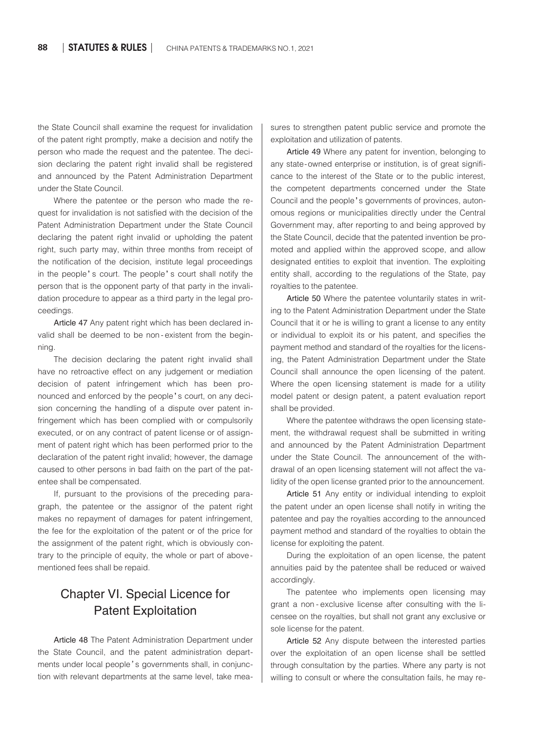the State Council shall examine the request for invalidation of the patent right promptly, make a decision and notify the person who made the request and the patentee. The decision declaring the patent right invalid shall be registered and announced by the Patent Administration Department under the State Council.

Where the patentee or the person who made the request for invalidation is not satisfied with the decision of the Patent Administration Department under the State Council declaring the patent right invalid or upholding the patent right, such party may, within three months from receipt of the notification of the decision, institute legal proceedings in the people's court. The people's court shall notify the person that is the opponent party of that party in the invalidation procedure to appear as a third party in the legal proceedings.

Article 47 Any patent right which has been declared invalid shall be deemed to be non-existent from the beginning.

The decision declaring the patent right invalid shall have no retroactive effect on any judgement or mediation decision of patent infringement which has been pronounced and enforced by the people's court, on any decision concerning the handling of a dispute over patent infringement which has been complied with or compulsorily executed, or on any contract of patent license or of assignment of patent right which has been performed prior to the declaration of the patent right invalid; however, the damage caused to other persons in bad faith on the part of the patentee shall be compensated.

If, pursuant to the provisions of the preceding paragraph, the patentee or the assignor of the patent right makes no repayment of damages for patent infringement, the fee for the exploitation of the patent or of the price for the assignment of the patent right, which is obviously contrary to the principle of equity, the whole or part of above-mentioned fees shall be repaid.

## Chapter VI. Special Licence for Patent Exploitation

Article 48 The Patent Administration Department under the State Council, and the patent administration departments under local people's governments shall, in conjunction with relevant departments at the same level, take measures to strengthen patent public service and promote the exploitation and utilization of patents.

Article 49 Where any patent for invention, belonging to any state-owned enterprise or institution, is of great significance to the interest of the State or to the public interest, the competent departments concerned under the State Council and the people's governments of provinces, autonomous regions or municipalities directly under the Central Government may, after reporting to and being approved by the State Council, decide that the patented invention be promoted and applied within the approved scope, and allow designated entities to exploit that invention. The exploiting entity shall, according to the regulations of the State, pay royalties to the patentee.

Article 50 Where the patentee voluntarily states in writing to the Patent Administration Department under the State Council that it or he is willing to grant a license to any entity or individual to exploit its or his patent, and specifies the payment method and standard of the royalties for the licensing, the Patent Administration Department under the State Council shall announce the open licensing of the patent. Where the open licensing statement is made for a utility model patent or design patent, a patent evaluation report shall be provided.

Where the patentee withdraws the open licensing statement, the withdrawal request shall be submitted in writing and announced by the Patent Administration Department under the State Council. The announcement of the withdrawal of an open licensing statement will not affect the validity of the open license granted prior to the announcement.

Article 51 Any entity or individual intending to exploit the patent under an open license shall notify in writing the patentee and pay the royalties according to the announced payment method and standard of the royalties to obtain the license for exploiting the patent.

During the exploitation of an open license, the patent annuities paid by the patentee shall be reduced or waived accordingly.

The patentee who implements open licensing may grant a non-exclusive license after consulting with the licensee on the royalties, but shall not grant any exclusive or sole license for the patent.

Article 52 Any dispute between the interested parties over the exploitation of an open license shall be settled through consultation by the parties. Where any party is not willing to consult or where the consultation fails, he may re-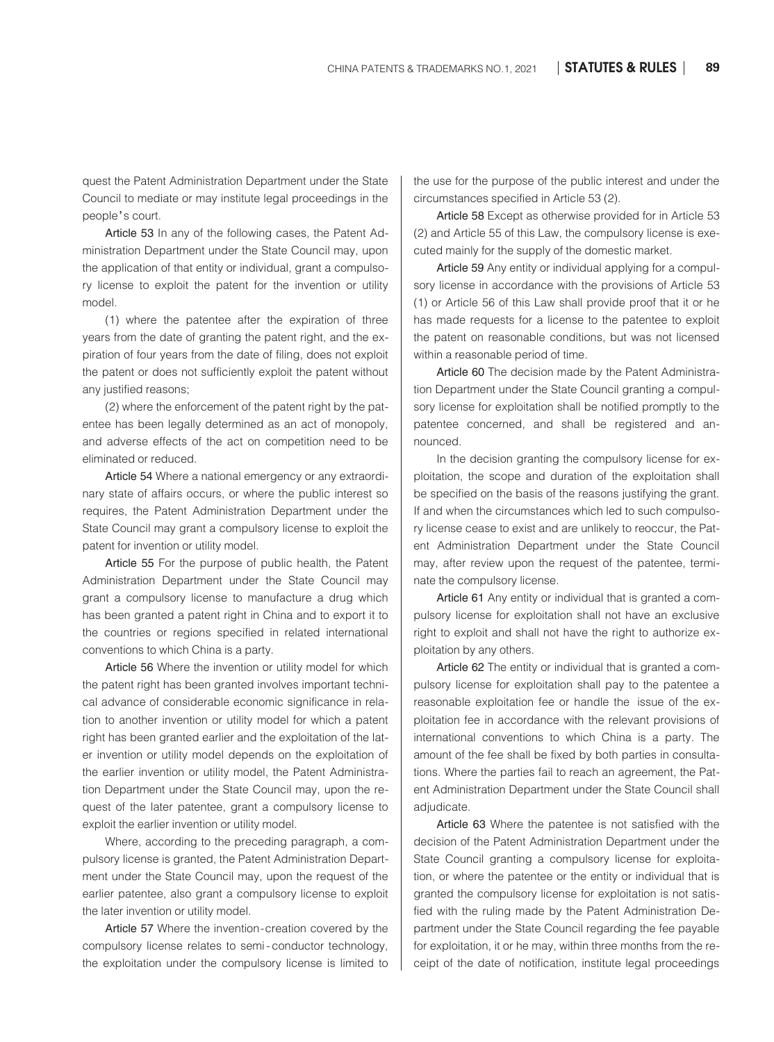quest the Patent Administration Department under the State Council to mediate or may institute legal proceedings in the people's court.

**Article 53** In any of the following cases, the Patent Administration Department under the State Council may, upon the application of that entity or individual, grant a compulsory license to exploit the patent for the invention or utility model.

(1) where the patentee after the expiration of three years from the date of granting the patent right, and the expiration of four years from the date of filing, does not exploit the patent or does not sufficiently exploit the patent without any justified reasons;

(2) where the enforcement of the patent right by the patentee has been legally determined as an act of monopoly, and adverse effects of the act on competition need to be eliminated or reduced.

**Article 54** Where a national emergency or any extraordinary state of affairs occurs, or where the public interest so requires, the Patent Administration Department under the State Council may grant a compulsory license to exploit the patent for invention or utility model.

**Article 55** For the purpose of public health, the Patent Administration Department under the State Council may grant a compulsory license to manufacture a drug which has been granted a patent right in China and to export it to the countries or regions specified in related international conventions to which China is a party.

**Article 56** Where the invention or utility model for which the patent right has been granted involves important technical advance of considerable economic significance in relation to another invention or utility model for which a patent right has been granted earlier and the exploitation of the later invention or utility model depends on the exploitation of the earlier invention or utility model, the Patent Administration Department under the State Council may, upon the request of the later patentee, grant a compulsory license to exploit the earlier invention or utility model.

Where, according to the preceding paragraph, a compulsory license is granted, the Patent Administration Department under the State Council may, upon the request of the earlier patentee, also grant a compulsory license to exploit the later invention or utility model.

**Article 57** Where the invention-creation covered by the compulsory license relates to semi-conductor technology, the exploitation under the compulsory license is limited to the use for the purpose of the public interest and under the circumstances specified in Article 53 (2).

**Article 58** Except as otherwise provided for in Article 53 (2) and Article 55 of this Law, the compulsory license is executed mainly for the supply of the domestic market.

**Article 59** Any entity or individual applying for a compulsory license in accordance with the provisions of Article 53 (1) or Article 56 of this Law shall provide proof that it or he has made requests for a license to the patentee to exploit the patent on reasonable conditions, but was not licensed within a reasonable period of time.

**Article 60** The decision made by the Patent Administration Department under the State Council granting a compulsory license for exploitation shall be notified promptly to the patentee concerned, and shall be registered and announced.

In the decision granting the compulsory license for exploitation, the scope and duration of the exploitation shall be specified on the basis of the reasons justifying the grant. If and when the circumstances which led to such compulsory license cease to exist and are unlikely to reoccur, the Patent Administration Department under the State Council may, after review upon the request of the patentee, terminate the compulsory license.

**Article 61** Any entity or individual that is granted a compulsory license for exploitation shall not have an exclusive right to exploit and shall not have the right to authorize exploitation by any others.

**Article 62** The entity or individual that is granted a compulsory license for exploitation shall pay to the patentee a reasonable exploitation fee or handle the issue of the exploitation fee in accordance with the relevant provisions of international conventions to which China is a party. The amount of the fee shall be fixed by both parties in consultations. Where the parties fail to reach an agreement, the Patent Administration Department under the State Council shall adjudicate.

**Article 63** Where the patentee is not satisfied with the decision of the Patent Administration Department under the State Council granting a compulsory license for exploitation, or where the patentee or the entity or individual that is granted the compulsory license for exploitation is not satisfied with the ruling made by the Patent Administration Department under the State Council regarding the fee payable for exploitation, it or he may, within three months from the receipt of the date of notification, institute legal proceedings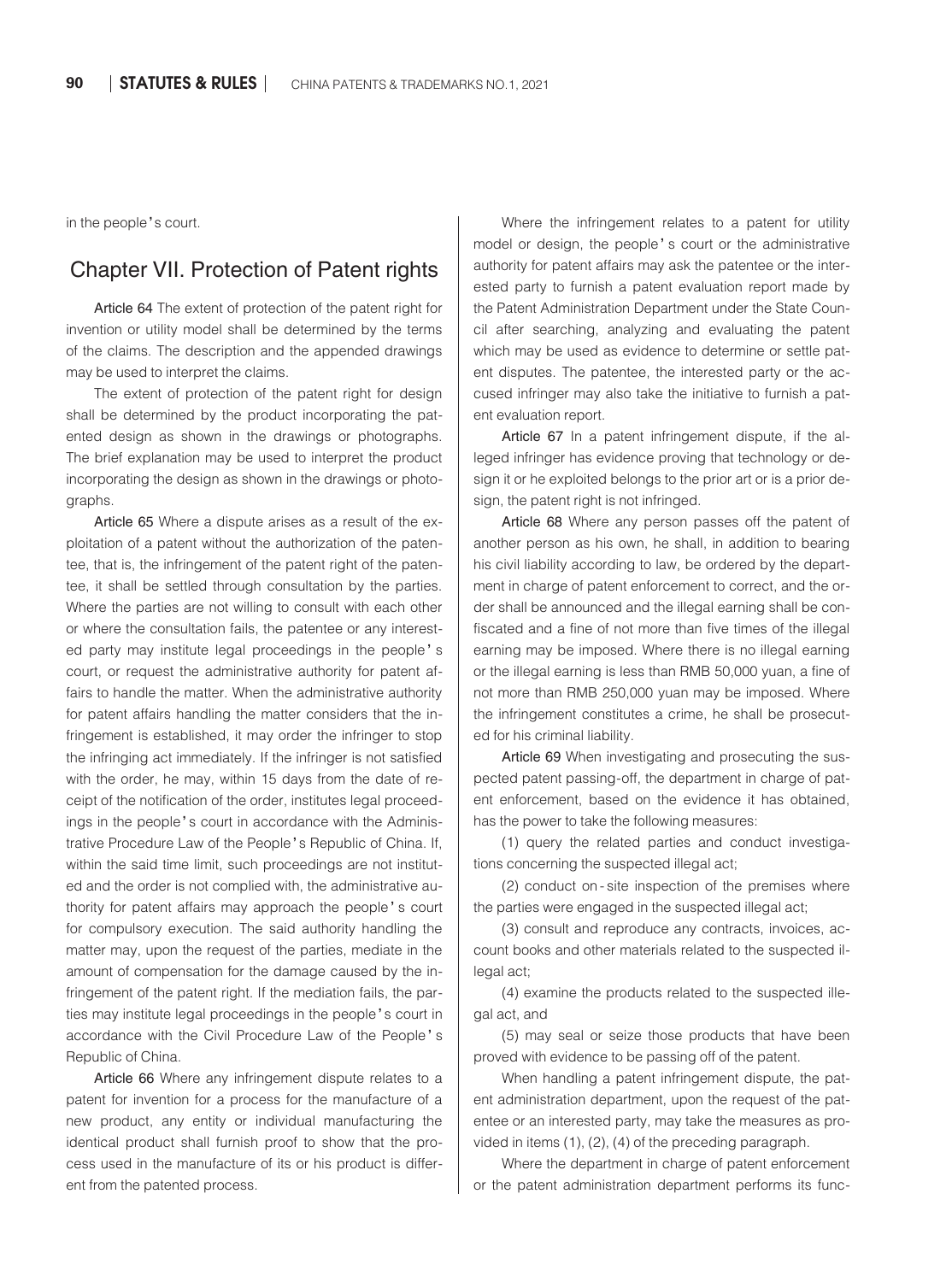in the people's court.

## Chapter VII. Protection of Patent rights

**Article 64** The extent of protection of the patent right for invention or utility model shall be determined by the terms of the claims. The description and the appended drawings may be used to interpret the claims.

The extent of protection of the patent right for design shall be determined by the product incorporating the patented design as shown in the drawings or photographs. The brief explanation may be used to interpret the product incorporating the design as shown in the drawings or photographs.

**Article 65** Where a dispute arises as a result of the exploitation of a patent without the authorization of the patentee, that is, the infringement of the patent right of the patentee, it shall be settled through consultation by the parties. Where the parties are not willing to consult with each other or where the consultation fails, the patentee or any interested party may institute legal proceedings in the people's court, or request the administrative authority for patent affairs to handle the matter. When the administrative authority for patent affairs handling the matter considers that the infringement is established, it may order the infringer to stop the infringing act immediately. If the infringer is not satisfied with the order, he may, within 15 days from the date of receipt of the notification of the order, institutes legal proceedings in the people's court in accordance with the Administrative Procedure Law of the People's Republic of China. If, within the said time limit, such proceedings are not instituted and the order is not complied with, the administrative authority for patent affairs may approach the people's court for compulsory execution. The said authority handling the matter may, upon the request of the parties, mediate in the amount of compensation for the damage caused by the infringement of the patent right. If the mediation fails, the parties may institute legal proceedings in the people's court in accordance with the Civil Procedure Law of the People's Republic of China.

**Article 66** Where any infringement dispute relates to a patent for invention for a process for the manufacture of a new product, any entity or individual manufacturing the identical product shall furnish proof to show that the process used in the manufacture of its or his product is different from the patented process.

Where the infringement relates to a patent for utility model or design, the people's court or the administrative authority for patent affairs may ask the patentee or the interested party to furnish a patent evaluation report made by the Patent Administration Department under the State Council after searching, analyzing and evaluating the patent which may be used as evidence to determine or settle patent disputes. The patentee, the interested party or the accused infringer may also take the initiative to furnish a patent evaluation report.

**Article 67** In a patent infringement dispute, if the alleged infringer has evidence proving that technology or design it or he exploited belongs to the prior art or is a prior design, the patent right is not infringed.

**Article 68** Where any person passes off the patent of another person as his own, he shall, in addition to bearing his civil liability according to law, be ordered by the department in charge of patent enforcement to correct, and the order shall be announced and the illegal earning shall be confiscated and a fine of not more than five times of the illegal earning may be imposed. Where there is no illegal earning or the illegal earning is less than RMB 50,000 yuan, a fine of not more than RMB 250,000 yuan may be imposed. Where the infringement constitutes a crime, he shall be prosecuted for his criminal liability.

**Article 69** When investigating and prosecuting the suspected patent passing-off, the department in charge of patent enforcement, based on the evidence it has obtained, has the power to take the following measures:

(1) query the related parties and conduct investigations concerning the suspected illegal act;

(2) conduct on-site inspection of the premises where the parties were engaged in the suspected illegal act;

(3) consult and reproduce any contracts, invoices, account books and other materials related to the suspected illegal act;

(4) examine the products related to the suspected illegal act, and

(5) may seal or seize those products that have been proved with evidence to be passing off of the patent.

When handling a patent infringement dispute, the patent administration department, upon the request of the patentee or an interested party, may take the measures as provided in items (1), (2), (4) of the preceding paragraph.

Where the department in charge of patent enforcement or the patent administration department performs its func-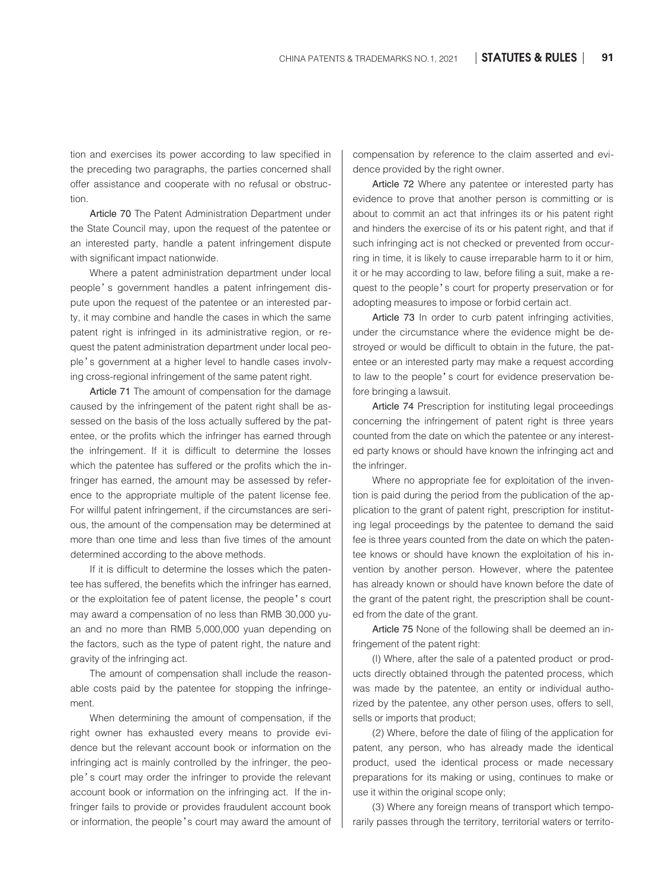tion and exercises its power according to law specified in the preceding two paragraphs, the parties concerned shall offer assistance and cooperate with no refusal or obstruction.

**Article 70** The Patent Administration Department under the State Council may, upon the request of the patentee or an interested party, handle a patent infringement dispute with significant impact nationwide.

Where a patent administration department under local people's government handles a patent infringement dispute upon the request of the patentee or an interested party, it may combine and handle the cases in which the same patent right is infringed in its administrative region, or request the patent administration department under local people's government at a higher level to handle cases involving cross-regional infringement of the same patent right.

**Article 71** The amount of compensation for the damage caused by the infringement of the patent right shall be assessed on the basis of the loss actually suffered by the patentee, or the profits which the infringer has earned through the infringement. If it is difficult to determine the losses which the patentee has suffered or the profits which the infringer has earned, the amount may be assessed by reference to the appropriate multiple of the patent license fee. For willful patent infringement, if the circumstances are serious, the amount of the compensation may be determined at more than one time and less than five times of the amount determined according to the above methods.

If it is difficult to determine the losses which the patentee has suffered, the benefits which the infringer has earned, or the exploitation fee of patent license, the people's court may award a compensation of no less than RMB 30,000 yuan and no more than RMB 5,000,000 yuan depending on the factors, such as the type of patent right, the nature and gravity of the infringing act.

The amount of compensation shall include the reasonable costs paid by the patentee for stopping the infringement.

When determining the amount of compensation, if the right owner has exhausted every means to provide evidence but the relevant account book or information on the infringing act is mainly controlled by the infringer, the people's court may order the infringer to provide the relevant account book or information on the infringing act. If the infringer fails to provide or provides fraudulent account book or information, the people's court may award the amount of compensation by reference to the claim asserted and evidence provided by the right owner.

**Article 72** Where any patentee or interested party has evidence to prove that another person is committing or is about to commit an act that infringes its or his patent right and hinders the exercise of its or his patent right, and that if such infringing act is not checked or prevented from occurring in time, it is likely to cause irreparable harm to it or him, it or he may according to law, before filing a suit, make a request to the people's court for property preservation or for adopting measures to impose or forbid certain act.

**Article 73** In order to curb patent infringing activities, under the circumstance where the evidence might be destroyed or would be difficult to obtain in the future, the patentee or an interested party may make a request according to law to the people's court for evidence preservation before bringing a lawsuit.

**Article 74** Prescription for instituting legal proceedings concerning the infringement of patent right is three years counted from the date on which the patentee or any interested party knows or should have known the infringing act and the infringer.

Where no appropriate fee for exploitation of the invention is paid during the period from the publication of the application to the grant of patent right, prescription for instituting legal proceedings by the patentee to demand the said fee is three years counted from the date on which the patentee knows or should have known the exploitation of his invention by another person. However, where the patentee has already known or should have known before the date of the grant of the patent right, the prescription shall be counted from the date of the grant.

**Article 75** None of the following shall be deemed an infringement of the patent right:

(I) Where, after the sale of a patented product or products directly obtained through the patented process, which was made by the patentee, an entity or individual authorized by the patentee, any other person uses, offers to sell, sells or imports that product;

(2) Where, before the date of filing of the application for patent, any person, who has already made the identical product, used the identical process or made necessary preparations for its making or using, continues to make or use it within the original scope only;

(3) Where any foreign means of transport which temporarily passes through the territory, territorial waters or territo-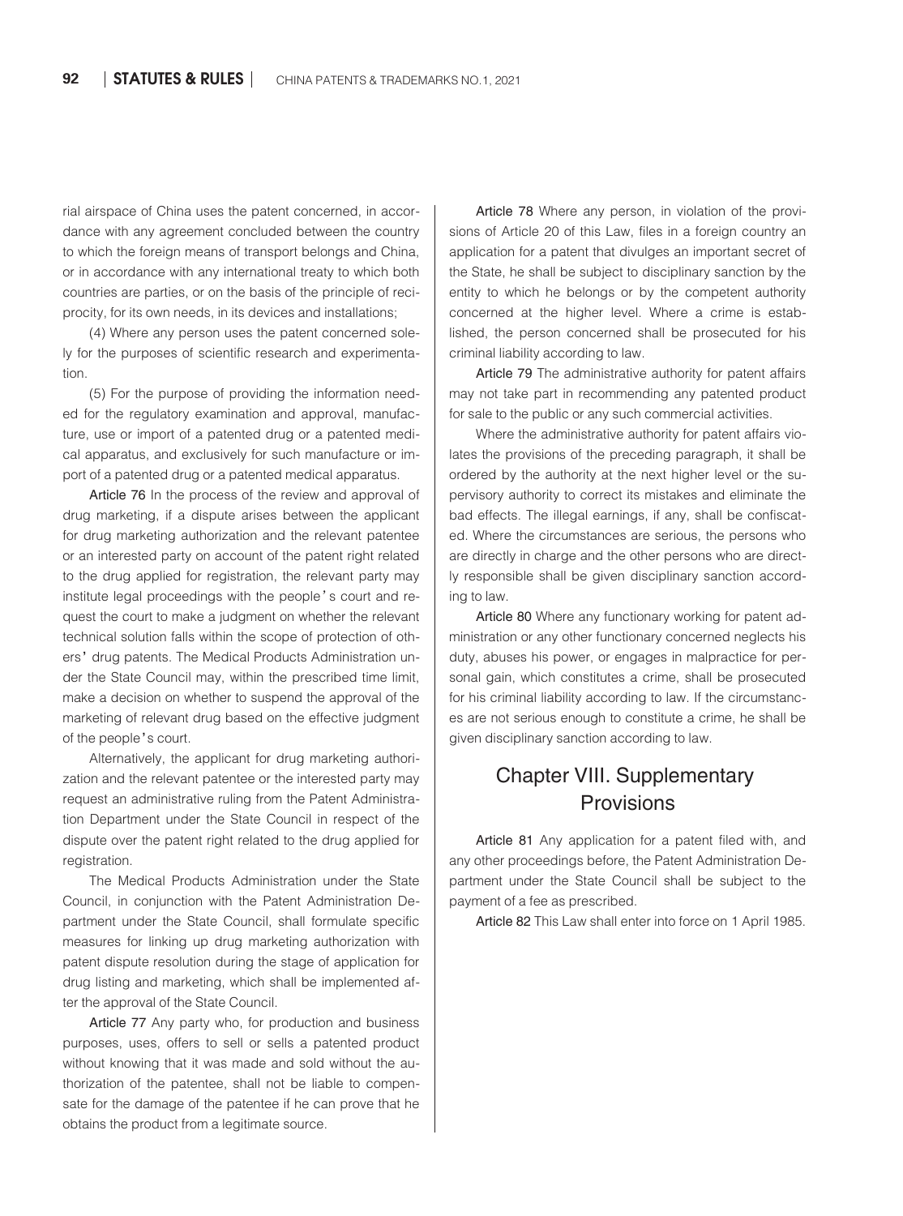rial airspace of China uses the patent concerned, in accordance with any agreement concluded between the country to which the foreign means of transport belongs and China, or in accordance with any international treaty to which both countries are parties, or on the basis of the principle of reciprocity, for its own needs, in its devices and installations;

(4) Where any person uses the patent concerned solely for the purposes of scientific research and experimentation.

(5) For the purpose of providing the information needed for the regulatory examination and approval, manufacture, use or import of a patented drug or a patented medical apparatus, and exclusively for such manufacture or import of a patented drug or a patented medical apparatus.

Article 76 In the process of the review and approval of drug marketing, if a dispute arises between the applicant for drug marketing authorization and the relevant patentee or an interested party on account of the patent right related to the drug applied for registration, the relevant party may institute legal proceedings with the people's court and request the court to make a judgment on whether the relevant technical solution falls within the scope of protection of others' drug patents. The Medical Products Administration under the State Council may, within the prescribed time limit, make a decision on whether to suspend the approval of the marketing of relevant drug based on the effective judgment of the people's court.

Alternatively, the applicant for drug marketing authorization and the relevant patentee or the interested party may request an administrative ruling from the Patent Administration Department under the State Council in respect of the dispute over the patent right related to the drug applied for registration.

The Medical Products Administration under the State Council, in conjunction with the Patent Administration Department under the State Council, shall formulate specific measures for linking up drug marketing authorization with patent dispute resolution during the stage of application for drug listing and marketing, which shall be implemented after the approval of the State Council.

Article 77 Any party who, for production and business purposes, uses, offers to sell or sells a patented product without knowing that it was made and sold without the authorization of the patentee, shall not be liable to compensate for the damage of the patentee if he can prove that he obtains the product from a legitimate source.

Article 78 Where any person, in violation of the provisions of Article 20 of this Law, files in a foreign country an application for a patent that divulges an important secret of the State, he shall be subject to disciplinary sanction by the entity to which he belongs or by the competent authority concerned at the higher level. Where a crime is established, the person concerned shall be prosecuted for his criminal liability according to law.

Article 79 The administrative authority for patent affairs may not take part in recommending any patented product for sale to the public or any such commercial activities.

Where the administrative authority for patent affairs violates the provisions of the preceding paragraph, it shall be ordered by the authority at the next higher level or the supervisory authority to correct its mistakes and eliminate the bad effects. The illegal earnings, if any, shall be confiscated. Where the circumstances are serious, the persons who are directly in charge and the other persons who are directly responsible shall be given disciplinary sanction according to law.

Article 80 Where any functionary working for patent administration or any other functionary concerned neglects his duty, abuses his power, or engages in malpractice for personal gain, which constitutes a crime, shall be prosecuted for his criminal liability according to law. If the circumstances are not serious enough to constitute a crime, he shall be given disciplinary sanction according to law.

## Chapter VIII. Supplementary Provisions

Article 81 Any application for a patent filed with, and any other proceedings before, the Patent Administration Department under the State Council shall be subject to the payment of a fee as prescribed.

Article 82 This Law shall enter into force on 1 April 1985.